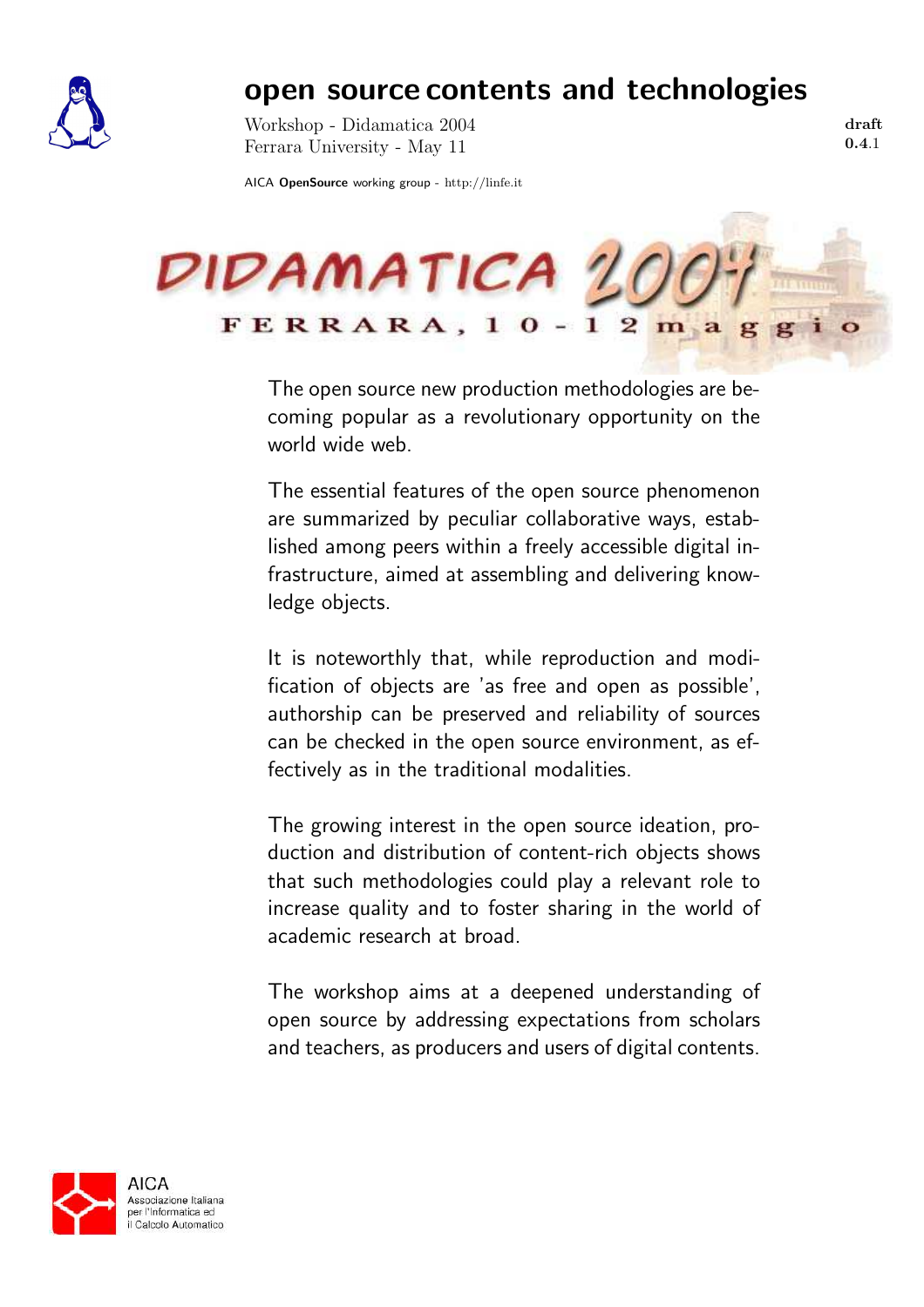# open source contents and technologies

Workshop - Didamatica 2004
Ferrara University - May 11

**draft 0.4**.1

AICA **OpenSource** working group - http://linfe.it

DIDAMATICA 2004
FERRARA, 10 - 12 maggio

The open source new production methodologies are becoming popular as a revolutionary opportunity on the world wide web.

The essential features of the open source phenomenon are summarized by peculiar collaborative ways, established among peers within a freely accessible digital infrastructure, aimed at assembling and delivering knowledge objects.

It is noteworthy that, while reproduction and modification of objects are 'as free and open as possible', authorship can be preserved and reliability of sources can be checked in the open source environment, as effectively as in the traditional modalities.

The growing interest in the open source ideation, production and distribution of content-rich objects shows that such methodologies could play a relevant role to increase quality and to foster sharing in the world of academic research at broad.

The workshop aims at a deepened understanding of open source by addressing expectations from scholars and teachers, as producers and users of digital contents.

AICA
Associazione Italiana per l'Informatica ed il Calcolo Automatico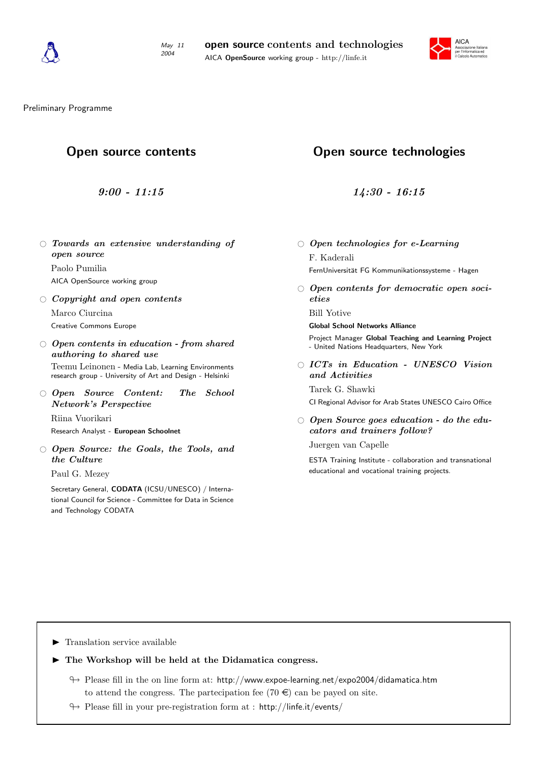May 11 2004

**open source** contents and technologies

AICA **OpenSource** working group - http://linfe.it

Preliminary Programme

## Open source contents

*9:00 - 11:15*

- ***Towards an extensive understanding of open source***

  Paolo Pumilia

  AICA OpenSource working group

- ***Copyright and open contents***

  Marco Ciurcina

  Creative Commons Europe

- ***Open contents in education - from shared authoring to shared use***

  Teemu Leinonen - Media Lab, Learning Environments research group - University of Art and Design - Helsinki

- ***Open Source Content: The School Network's Perspective***

  Riina Vuorikari

  Research Analyst - **European Schoolnet**

- ***Open Source: the Goals, the Tools, and the Culture***

  Paul G. Mezey

  Secretary General, **CODATA** (ICSU/UNESCO) / International Council for Science - Committee for Data in Science and Technology CODATA

## Open source technologies

*14:30 - 16:15*

- ***Open technologies for e-Learning***

  F. Kaderali

  FernUniversität FG Kommunikationssysteme - Hagen

- ***Open contents for democratic open societies***

  Bill Yotive

  **Global School Networks Alliance**

  Project Manager **Global Teaching and Learning Project** - United Nations Headquarters, New York

- ***ICTs in Education - UNESCO Vision and Activities***

  Tarek G. Shawki

  CI Regional Advisor for Arab States UNESCO Cairo Office

- ***Open Source goes education - do the educators and trainers follow?***

  Juergen van Capelle

  ESTA Training Institute - collaboration and transnational educational and vocational training projects.

---

- Translation service available
- **The Workshop will be held at the Didamatica congress.**
  - Please fill in the on line form at: http://www.expoe-learning.net/expo2004/didamatica.htm to attend the congress. The partecipation fee (70 €) can be payed on site.
  - Please fill in your pre-registration form at : http://linfe.it/events/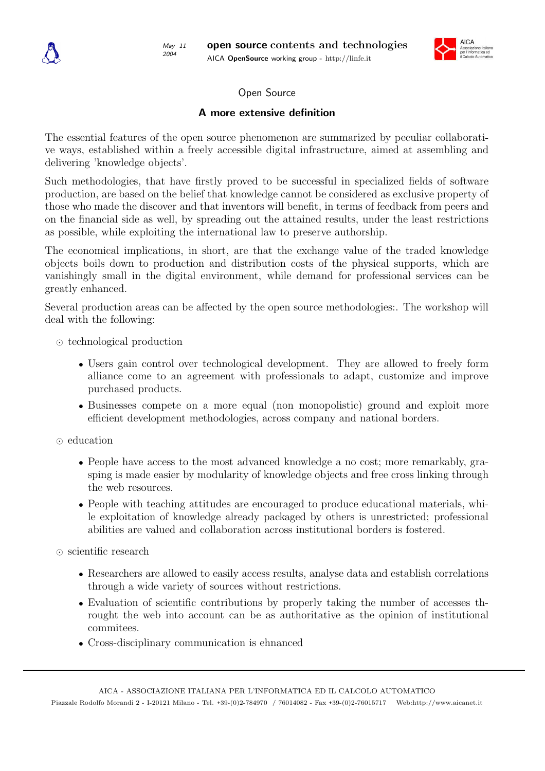Open Source

## A more extensive definition

The essential features of the open source phenomenon are summarized by peculiar collaborative ways, established within a freely accessible digital infrastructure, aimed at assembling and delivering 'knowledge objects'.

Such methodologies, that have firstly proved to be successful in specialized fields of software production, are based on the belief that knowledge cannot be considered as exclusive property of those who made the discover and that inventors will benefit, in terms of feedback from peers and on the financial side as well, by spreading out the attained results, under the least restrictions as possible, while exploiting the international law to preserve authorship.

The economical implications, in short, are that the exchange value of the traded knowledge objects boils down to production and distribution costs of the physical supports, which are vanishingly small in the digital environment, while demand for professional services can be greatly enhanced.

Several production areas can be affected by the open source methodologies:. The workshop will deal with the following:

⊙ technological production

- Users gain control over technological development. They are allowed to freely form alliance come to an agreement with professionals to adapt, customize and improve purchased products.
- Businesses compete on a more equal (non monopolistic) ground and exploit more efficient development methodologies, across company and national borders.

⊙ education

- People have access to the most advanced knowledge a no cost; more remarkably, grasping is made easier by modularity of knowledge objects and free cross linking through the web resources.
- People with teaching attitudes are encouraged to produce educational materials, while exploitation of knowledge already packaged by others is unrestricted; professional abilities are valued and collaboration across institutional borders is fostered.

⊙ scientific research

- Researchers are allowed to easily access results, analyse data and establish correlations through a wide variety of sources without restrictions.
- Evaluation of scientific contributions by properly taking the number of accesses throught the web into account can be as authoritative as the opinion of institutional commitees.
- Cross-disciplinary communication is ehnanced